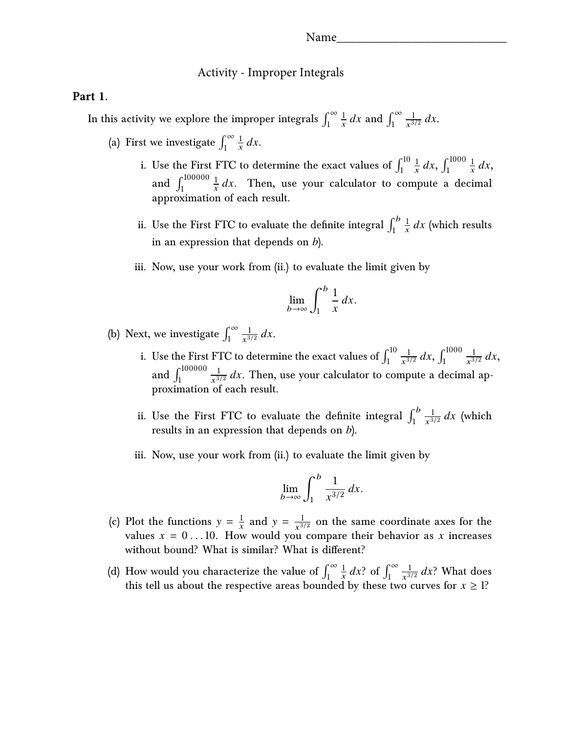Name_____________________________

Activity - Improper Integrals

**Part 1.**

In this activity we explore the improper integrals $\int_1^\infty \frac{1}{x}\,dx$ and $\int_1^\infty \frac{1}{x^{3/2}}\,dx$.

(a) First we investigate $\int_1^\infty \frac{1}{x}\,dx$.

i. Use the First FTC to determine the exact values of $\int_1^{10} \frac{1}{x}\,dx$, $\int_1^{1000} \frac{1}{x}\,dx$, and $\int_1^{100000} \frac{1}{x}\,dx$. Then, use your calculator to compute a decimal approximation of each result.

ii. Use the First FTC to evaluate the definite integral $\int_1^b \frac{1}{x}\,dx$ (which results in an expression that depends on $b$).

iii. Now, use your work from (ii.) to evaluate the limit given by

$$\lim_{b\to\infty} \int_1^b \frac{1}{x}\,dx.$$

(b) Next, we investigate $\int_1^\infty \frac{1}{x^{3/2}}\,dx$.

i. Use the First FTC to determine the exact values of $\int_1^{10} \frac{1}{x^{3/2}}\,dx$, $\int_1^{1000} \frac{1}{x^{3/2}}\,dx$, and $\int_1^{100000} \frac{1}{x^{3/2}}\,dx$. Then, use your calculator to compute a decimal approximation of each result.

ii. Use the First FTC to evaluate the definite integral $\int_1^b \frac{1}{x^{3/2}}\,dx$ (which results in an expression that depends on $b$).

iii. Now, use your work from (ii.) to evaluate the limit given by

$$\lim_{b\to\infty} \int_1^b \frac{1}{x^{3/2}}\,dx.$$

(c) Plot the functions $y = \frac{1}{x}$ and $y = \frac{1}{x^{3/2}}$ on the same coordinate axes for the values $x = 0 \ldots 10$. How would you compare their behavior as $x$ increases without bound? What is similar? What is different?

(d) How would you characterize the value of $\int_1^\infty \frac{1}{x}\,dx$? of $\int_1^\infty \frac{1}{x^{3/2}}\,dx$? What does this tell us about the respective areas bounded by these two curves for $x \geq 1$?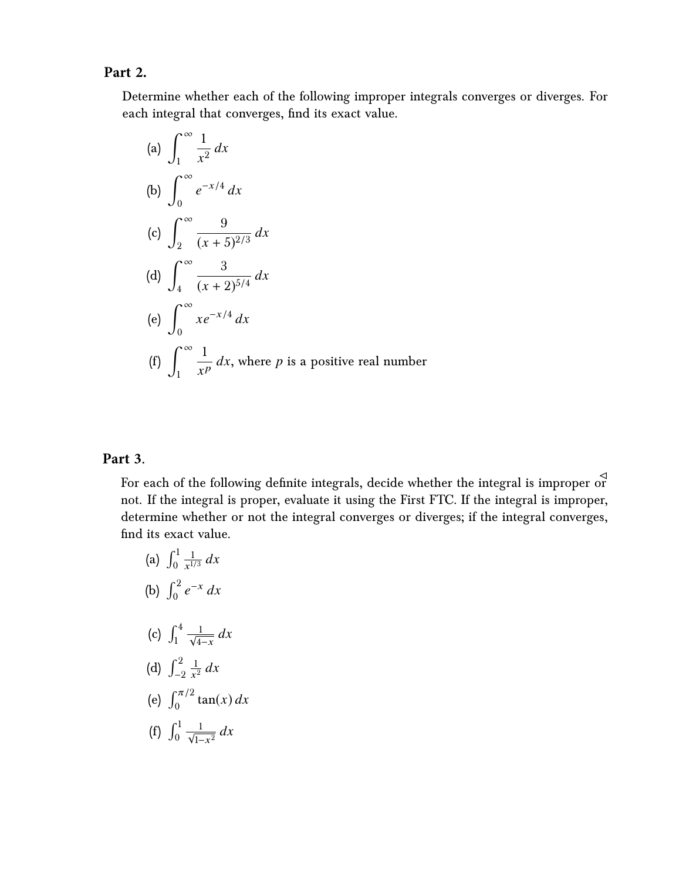**Part 2.**

Determine whether each of the following improper integrals converges or diverges. For each integral that converges, find its exact value.

(a) $\displaystyle\int_1^\infty \frac{1}{x^2}\,dx$

(b) $\displaystyle\int_0^\infty e^{-x/4}\,dx$

(c) $\displaystyle\int_2^\infty \frac{9}{(x+5)^{2/3}}\,dx$

(d) $\displaystyle\int_4^\infty \frac{3}{(x+2)^{5/4}}\,dx$

(e) $\displaystyle\int_0^\infty xe^{-x/4}\,dx$

(f) $\displaystyle\int_1^\infty \frac{1}{x^p}\,dx$, where $p$ is a positive real number

**Part 3.**

For each of the following definite integrals, decide whether the integral is improper or not. If the integral is proper, evaluate it using the First FTC. If the integral is improper, determine whether or not the integral converges or diverges; if the integral converges, find its exact value.

(a) $\int_0^1 \frac{1}{x^{1/3}}\,dx$

(b) $\int_0^2 e^{-x}\,dx$

(c) $\int_1^4 \frac{1}{\sqrt{4-x}}\,dx$

(d) $\int_{-2}^2 \frac{1}{x^2}\,dx$

(e) $\int_0^{\pi/2} \tan(x)\,dx$

(f) $\int_0^1 \frac{1}{\sqrt{1-x^2}}\,dx$